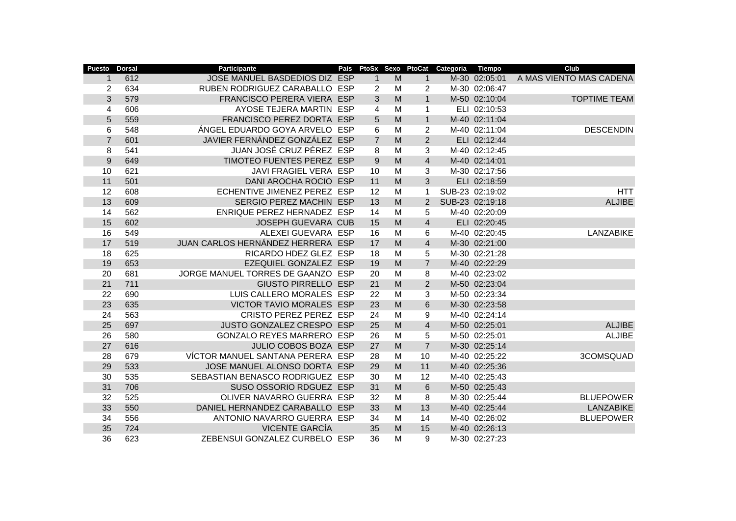| Puesto | Dorsal | Participante | País | PtoSx | Sexo | PtoCat | Categoria | Tiempo | Club |
|---|---|---|---|---|---|---|---|---|---|
| 1 | 612 | JOSE MANUEL BASDEDIOS DIZ | ESP | 1 | M | 1 | M-30 | 02:05:01 | A MAS VIENTO MAS CADENA |
| 2 | 634 | RUBEN RODRIGUEZ CARABALLO | ESP | 2 | M | 2 | M-30 | 02:06:47 | |
| 3 | 579 | FRANCISCO PERERA VIERA | ESP | 3 | M | 1 | M-50 | 02:10:04 | TOPTIME TEAM |
| 4 | 606 | AYOSE TEJERA MARTIN | ESP | 4 | M | 1 | ELI | 02:10:53 | |
| 5 | 559 | FRANCISCO PEREZ DORTA | ESP | 5 | M | 1 | M-40 | 02:11:04 | |
| 6 | 548 | ÁNGEL EDUARDO GOYA ARVELO | ESP | 6 | M | 2 | M-40 | 02:11:04 | DESCENDIN |
| 7 | 601 | JAVIER FERNÁNDEZ GONZÁLEZ | ESP | 7 | M | 2 | ELI | 02:12:44 | |
| 8 | 541 | JUAN JOSÉ CRUZ PÉREZ | ESP | 8 | M | 3 | M-40 | 02:12:45 | |
| 9 | 649 | TIMOTEO FUENTES PEREZ | ESP | 9 | M | 4 | M-40 | 02:14:01 | |
| 10 | 621 | JAVI FRAGIEL VERA | ESP | 10 | M | 3 | M-30 | 02:17:56 | |
| 11 | 501 | DANI AROCHA ROCIO | ESP | 11 | M | 3 | ELI | 02:18:59 | |
| 12 | 608 | ECHENTIVE JIMENEZ PEREZ | ESP | 12 | M | 1 | SUB-23 | 02:19:02 | HTT |
| 13 | 609 | SERGIO PEREZ MACHIN | ESP | 13 | M | 2 | SUB-23 | 02:19:18 | ALJIBE |
| 14 | 562 | ENRIQUE PEREZ HERNADEZ | ESP | 14 | M | 5 | M-40 | 02:20:09 | |
| 15 | 602 | JOSEPH GUEVARA | CUB | 15 | M | 4 | ELI | 02:20:45 | |
| 16 | 549 | ALEXEI GUEVARA | ESP | 16 | M | 6 | M-40 | 02:20:45 | LANZABIKE |
| 17 | 519 | JUAN CARLOS HERNÁNDEZ HERRERA | ESP | 17 | M | 4 | M-30 | 02:21:00 | |
| 18 | 625 | RICARDO HDEZ GLEZ | ESP | 18 | M | 5 | M-30 | 02:21:28 | |
| 19 | 653 | EZEQUIEL GONZALEZ | ESP | 19 | M | 7 | M-40 | 02:22:29 | |
| 20 | 681 | JORGE MANUEL TORRES DE GAANZO | ESP | 20 | M | 8 | M-40 | 02:23:02 | |
| 21 | 711 | GIUSTO PIRRELLO | ESP | 21 | M | 2 | M-50 | 02:23:04 | |
| 22 | 690 | LUIS CALLERO MORALES | ESP | 22 | M | 3 | M-50 | 02:23:34 | |
| 23 | 635 | VICTOR TAVIO MORALES | ESP | 23 | M | 6 | M-30 | 02:23:58 | |
| 24 | 563 | CRISTO PEREZ PEREZ | ESP | 24 | M | 9 | M-40 | 02:24:14 | |
| 25 | 697 | JUSTO GONZALEZ CRESPO | ESP | 25 | M | 4 | M-50 | 02:25:01 | ALJIBE |
| 26 | 580 | GONZALO REYES MARRERO | ESP | 26 | M | 5 | M-50 | 02:25:01 | ALJIBE |
| 27 | 616 | JULIO COBOS BOZA | ESP | 27 | M | 7 | M-30 | 02:25:14 | |
| 28 | 679 | VÍCTOR MANUEL SANTANA PERERA | ESP | 28 | M | 10 | M-40 | 02:25:22 | 3COMSQUAD |
| 29 | 533 | JOSE MANUEL ALONSO DORTA | ESP | 29 | M | 11 | M-40 | 02:25:36 | |
| 30 | 535 | SEBASTIAN BENASCO RODRIGUEZ | ESP | 30 | M | 12 | M-40 | 02:25:43 | |
| 31 | 706 | SUSO OSSORIO RDGUEZ | ESP | 31 | M | 6 | M-50 | 02:25:43 | |
| 32 | 525 | OLIVER NAVARRO GUERRA | ESP | 32 | M | 8 | M-30 | 02:25:44 | BLUEPOWER |
| 33 | 550 | DANIEL HERNANDEZ CARABALLO | ESP | 33 | M | 13 | M-40 | 02:25:44 | LANZABIKE |
| 34 | 556 | ANTONIO NAVARRO GUERRA | ESP | 34 | M | 14 | M-40 | 02:26:02 | BLUEPOWER |
| 35 | 724 | VICENTE GARCÍA | | 35 | M | 15 | M-40 | 02:26:13 | |
| 36 | 623 | ZEBENSUI GONZALEZ CURBELO | ESP | 36 | M | 9 | M-30 | 02:27:23 | |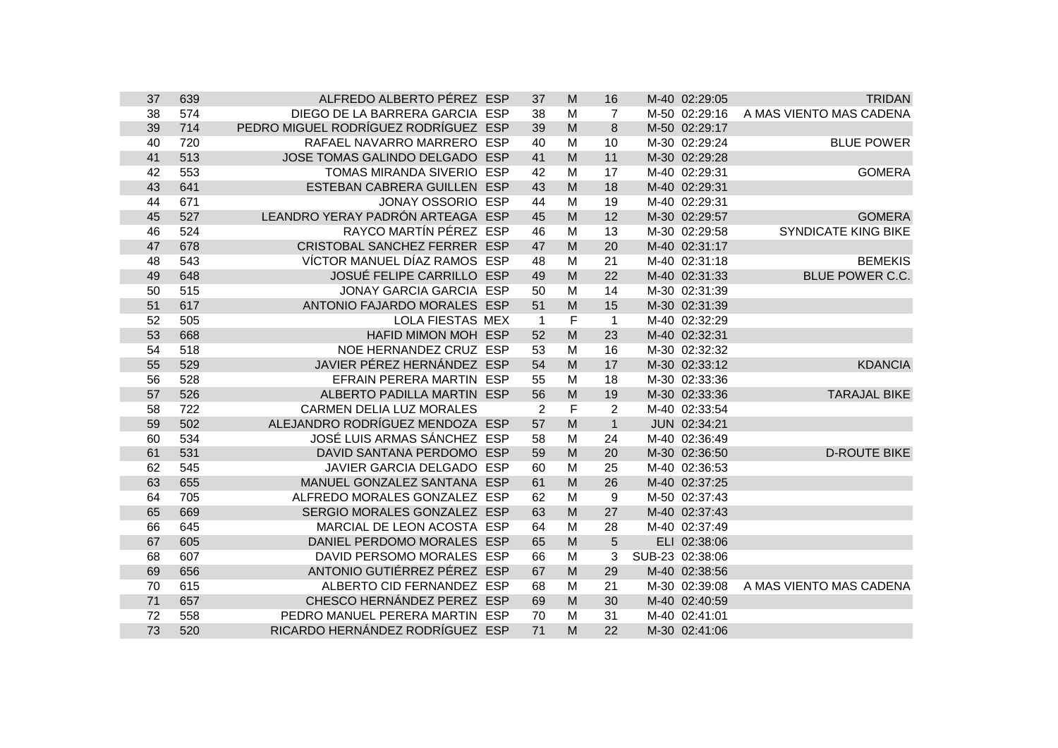| | | | | | | | | | |
|---|---|---|---|---|---|---|---|---|---|
| 37 | 639 | ALFREDO ALBERTO PÉREZ | ESP | 37 | M | 16 | M-40 | 02:29:05 | TRIDAN |
| 38 | 574 | DIEGO DE LA BARRERA GARCIA | ESP | 38 | M | 7 | M-50 | 02:29:16 | A MAS VIENTO MAS CADENA |
| 39 | 714 | PEDRO MIGUEL RODRÍGUEZ RODRÍGUEZ | ESP | 39 | M | 8 | M-50 | 02:29:17 | |
| 40 | 720 | RAFAEL NAVARRO MARRERO | ESP | 40 | M | 10 | M-30 | 02:29:24 | BLUE POWER |
| 41 | 513 | JOSE TOMAS GALINDO DELGADO | ESP | 41 | M | 11 | M-30 | 02:29:28 | |
| 42 | 553 | TOMAS MIRANDA SIVERIO | ESP | 42 | M | 17 | M-40 | 02:29:31 | GOMERA |
| 43 | 641 | ESTEBAN CABRERA GUILLEN | ESP | 43 | M | 18 | M-40 | 02:29:31 | |
| 44 | 671 | JONAY OSSORIO | ESP | 44 | M | 19 | M-40 | 02:29:31 | |
| 45 | 527 | LEANDRO YERAY PADRÓN ARTEAGA | ESP | 45 | M | 12 | M-30 | 02:29:57 | GOMERA |
| 46 | 524 | RAYCO MARTÍN PÉREZ | ESP | 46 | M | 13 | M-30 | 02:29:58 | SYNDICATE KING BIKE |
| 47 | 678 | CRISTOBAL SANCHEZ FERRER | ESP | 47 | M | 20 | M-40 | 02:31:17 | |
| 48 | 543 | VÍCTOR MANUEL DÍAZ RAMOS | ESP | 48 | M | 21 | M-40 | 02:31:18 | BEMEKIS |
| 49 | 648 | JOSUÉ FELIPE CARRILLO | ESP | 49 | M | 22 | M-40 | 02:31:33 | BLUE POWER C.C. |
| 50 | 515 | JONAY GARCIA GARCIA | ESP | 50 | M | 14 | M-30 | 02:31:39 | |
| 51 | 617 | ANTONIO FAJARDO MORALES | ESP | 51 | M | 15 | M-30 | 02:31:39 | |
| 52 | 505 | LOLA FIESTAS | MEX | 1 | F | 1 | M-40 | 02:32:29 | |
| 53 | 668 | HAFID MIMON MOH | ESP | 52 | M | 23 | M-40 | 02:32:31 | |
| 54 | 518 | NOE HERNANDEZ CRUZ | ESP | 53 | M | 16 | M-30 | 02:32:32 | |
| 55 | 529 | JAVIER PÉREZ HERNÁNDEZ | ESP | 54 | M | 17 | M-30 | 02:33:12 | KDANCIA |
| 56 | 528 | EFRAIN PERERA MARTIN | ESP | 55 | M | 18 | M-30 | 02:33:36 | |
| 57 | 526 | ALBERTO PADILLA MARTIN | ESP | 56 | M | 19 | M-30 | 02:33:36 | TARAJAL BIKE |
| 58 | 722 | CARMEN DELIA LUZ MORALES | | 2 | F | 2 | M-40 | 02:33:54 | |
| 59 | 502 | ALEJANDRO RODRÍGUEZ MENDOZA | ESP | 57 | M | 1 | JUN | 02:34:21 | |
| 60 | 534 | JOSÉ LUIS ARMAS SÁNCHEZ | ESP | 58 | M | 24 | M-40 | 02:36:49 | |
| 61 | 531 | DAVID SANTANA PERDOMO | ESP | 59 | M | 20 | M-30 | 02:36:50 | D-ROUTE BIKE |
| 62 | 545 | JAVIER GARCIA DELGADO | ESP | 60 | M | 25 | M-40 | 02:36:53 | |
| 63 | 655 | MANUEL GONZALEZ SANTANA | ESP | 61 | M | 26 | M-40 | 02:37:25 | |
| 64 | 705 | ALFREDO MORALES GONZALEZ | ESP | 62 | M | 9 | M-50 | 02:37:43 | |
| 65 | 669 | SERGIO MORALES GONZALEZ | ESP | 63 | M | 27 | M-40 | 02:37:43 | |
| 66 | 645 | MARCIAL DE LEON ACOSTA | ESP | 64 | M | 28 | M-40 | 02:37:49 | |
| 67 | 605 | DANIEL PERDOMO MORALES | ESP | 65 | M | 5 | ELI | 02:38:06 | |
| 68 | 607 | DAVID PERSOMO MORALES | ESP | 66 | M | 3 | SUB-23 | 02:38:06 | |
| 69 | 656 | ANTONIO GUTIÉRREZ PÉREZ | ESP | 67 | M | 29 | M-40 | 02:38:56 | |
| 70 | 615 | ALBERTO CID FERNANDEZ | ESP | 68 | M | 21 | M-30 | 02:39:08 | A MAS VIENTO MAS CADENA |
| 71 | 657 | CHESCO HERNÁNDEZ PEREZ | ESP | 69 | M | 30 | M-40 | 02:40:59 | |
| 72 | 558 | PEDRO MANUEL PERERA MARTIN | ESP | 70 | M | 31 | M-40 | 02:41:01 | |
| 73 | 520 | RICARDO HERNÁNDEZ RODRÍGUEZ | ESP | 71 | M | 22 | M-30 | 02:41:06 | |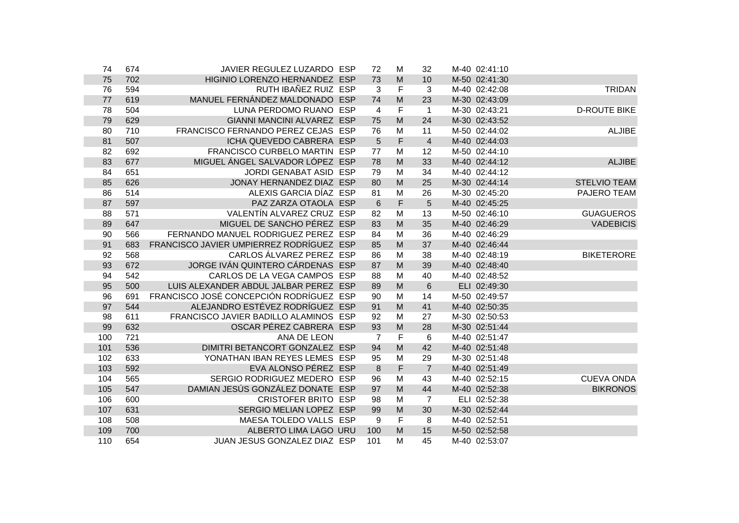| | | | | | | | | | |
|---|---|---|---|---|---|---|---|---|---|
| 74 | 674 | JAVIER REGULEZ LUZARDO | ESP | 72 | M | 32 | M-40 | 02:41:10 | |
| 75 | 702 | HIGINIO LORENZO HERNANDEZ | ESP | 73 | M | 10 | M-50 | 02:41:30 | |
| 76 | 594 | RUTH IBAÑEZ RUIZ | ESP | 3 | F | 3 | M-40 | 02:42:08 | TRIDAN |
| 77 | 619 | MANUEL FERNÁNDEZ MALDONADO | ESP | 74 | M | 23 | M-30 | 02:43:09 | |
| 78 | 504 | LUNA PERDOMO RUANO | ESP | 4 | F | 1 | M-30 | 02:43:21 | D-ROUTE BIKE |
| 79 | 629 | GIANNI MANCINI ALVAREZ | ESP | 75 | M | 24 | M-30 | 02:43:52 | |
| 80 | 710 | FRANCISCO FERNANDO PEREZ CEJAS | ESP | 76 | M | 11 | M-50 | 02:44:02 | ALJIBE |
| 81 | 507 | ICHA QUEVEDO CABRERA | ESP | 5 | F | 4 | M-40 | 02:44:03 | |
| 82 | 692 | FRANCISCO CURBELO MARTIN | ESP | 77 | M | 12 | M-50 | 02:44:10 | |
| 83 | 677 | MIGUEL ÁNGEL SALVADOR LÓPEZ | ESP | 78 | M | 33 | M-40 | 02:44:12 | ALJIBE |
| 84 | 651 | JORDI GENABAT ASID | ESP | 79 | M | 34 | M-40 | 02:44:12 | |
| 85 | 626 | JONAY HERNANDEZ DIAZ | ESP | 80 | M | 25 | M-30 | 02:44:14 | STELVIO TEAM |
| 86 | 514 | ALEXIS GARCIA DÍAZ | ESP | 81 | M | 26 | M-30 | 02:45:20 | PAJERO TEAM |
| 87 | 597 | PAZ ZARZA OTAOLA | ESP | 6 | F | 5 | M-40 | 02:45:25 | |
| 88 | 571 | VALENTÍN ALVAREZ CRUZ | ESP | 82 | M | 13 | M-50 | 02:46:10 | GUAGUEROS |
| 89 | 647 | MIGUEL DE SANCHO PÉREZ | ESP | 83 | M | 35 | M-40 | 02:46:29 | VADEBICIS |
| 90 | 566 | FERNANDO MANUEL RODRIGUEZ PEREZ | ESP | 84 | M | 36 | M-40 | 02:46:29 | |
| 91 | 683 | FRANCISCO JAVIER UMPIERREZ RODRÍGUEZ | ESP | 85 | M | 37 | M-40 | 02:46:44 | |
| 92 | 568 | CARLOS ÁLVAREZ PEREZ | ESP | 86 | M | 38 | M-40 | 02:48:19 | BIKETERORE |
| 93 | 672 | JORGE IVÁN QUINTERO CÁRDENAS | ESP | 87 | M | 39 | M-40 | 02:48:40 | |
| 94 | 542 | CARLOS DE LA VEGA CAMPOS | ESP | 88 | M | 40 | M-40 | 02:48:52 | |
| 95 | 500 | LUIS ALEXANDER ABDUL JALBAR PEREZ | ESP | 89 | M | 6 | ELI | 02:49:30 | |
| 96 | 691 | FRANCISCO JOSÉ CONCEPCIÓN RODRÍGUEZ | ESP | 90 | M | 14 | M-50 | 02:49:57 | |
| 97 | 544 | ALEJANDRO ESTÉVEZ RODRÍGUEZ | ESP | 91 | M | 41 | M-40 | 02:50:35 | |
| 98 | 611 | FRANCISCO JAVIER BADILLO ALAMINOS | ESP | 92 | M | 27 | M-30 | 02:50:53 | |
| 99 | 632 | OSCAR PÉREZ CABRERA | ESP | 93 | M | 28 | M-30 | 02:51:44 | |
| 100 | 721 | ANA DE LEON | | 7 | F | 6 | M-40 | 02:51:47 | |
| 101 | 536 | DIMITRI BETANCORT GONZALEZ | ESP | 94 | M | 42 | M-40 | 02:51:48 | |
| 102 | 633 | YONATHAN IBAN REYES LEMES | ESP | 95 | M | 29 | M-30 | 02:51:48 | |
| 103 | 592 | EVA ALONSO PÉREZ | ESP | 8 | F | 7 | M-40 | 02:51:49 | |
| 104 | 565 | SERGIO RODRIGUEZ MEDERO | ESP | 96 | M | 43 | M-40 | 02:52:15 | CUEVA ONDA |
| 105 | 547 | DAMIAN JESÚS GONZÁLEZ DONATE | ESP | 97 | M | 44 | M-40 | 02:52:38 | BIKRONOS |
| 106 | 600 | CRISTOFER BRITO | ESP | 98 | M | 7 | ELI | 02:52:38 | |
| 107 | 631 | SERGIO MELIAN LOPEZ | ESP | 99 | M | 30 | M-30 | 02:52:44 | |
| 108 | 508 | MAESA TOLEDO VALLS | ESP | 9 | F | 8 | M-40 | 02:52:51 | |
| 109 | 700 | ALBERTO LIMA LAGO | URU | 100 | M | 15 | M-50 | 02:52:58 | |
| 110 | 654 | JUAN JESUS GONZALEZ DIAZ | ESP | 101 | M | 45 | M-40 | 02:53:07 | |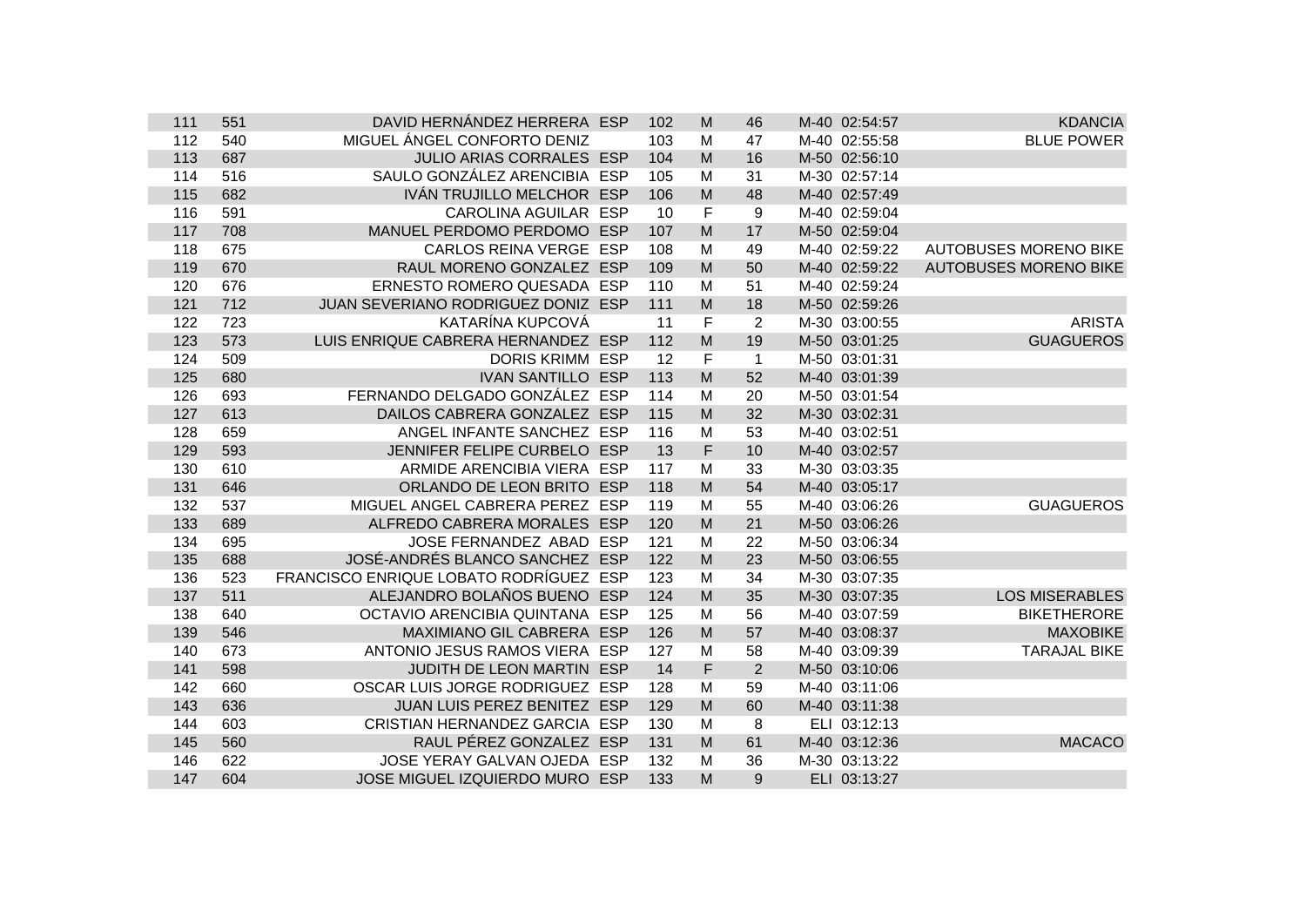| | | | | | | | | | |
|---|---|---|---|---|---|---|---|---|---|
| 111 | 551 | DAVID HERNÁNDEZ HERRERA | ESP | 102 | M | 46 | M-40 | 02:54:57 | KDANCIA |
| 112 | 540 | MIGUEL ÁNGEL CONFORTO DENIZ | | 103 | M | 47 | M-40 | 02:55:58 | BLUE POWER |
| 113 | 687 | JULIO ARIAS CORRALES | ESP | 104 | M | 16 | M-50 | 02:56:10 | |
| 114 | 516 | SAULO GONZÁLEZ ARENCIBIA | ESP | 105 | M | 31 | M-30 | 02:57:14 | |
| 115 | 682 | IVÁN TRUJILLO MELCHOR | ESP | 106 | M | 48 | M-40 | 02:57:49 | |
| 116 | 591 | CAROLINA AGUILAR | ESP | 10 | F | 9 | M-40 | 02:59:04 | |
| 117 | 708 | MANUEL PERDOMO PERDOMO | ESP | 107 | M | 17 | M-50 | 02:59:04 | |
| 118 | 675 | CARLOS REINA VERGE | ESP | 108 | M | 49 | M-40 | 02:59:22 | AUTOBUSES MORENO BIKE |
| 119 | 670 | RAUL MORENO GONZALEZ | ESP | 109 | M | 50 | M-40 | 02:59:22 | AUTOBUSES MORENO BIKE |
| 120 | 676 | ERNESTO ROMERO QUESADA | ESP | 110 | M | 51 | M-40 | 02:59:24 | |
| 121 | 712 | JUAN SEVERIANO RODRIGUEZ DONIZ | ESP | 111 | M | 18 | M-50 | 02:59:26 | |
| 122 | 723 | KATARÍNA KUPCOVÁ | | 11 | F | 2 | M-30 | 03:00:55 | ARISTA |
| 123 | 573 | LUIS ENRIQUE CABRERA HERNANDEZ | ESP | 112 | M | 19 | M-50 | 03:01:25 | GUAGUEROS |
| 124 | 509 | DORIS KRIMM | ESP | 12 | F | 1 | M-50 | 03:01:31 | |
| 125 | 680 | IVAN SANTILLO | ESP | 113 | M | 52 | M-40 | 03:01:39 | |
| 126 | 693 | FERNANDO DELGADO GONZÁLEZ | ESP | 114 | M | 20 | M-50 | 03:01:54 | |
| 127 | 613 | DAILOS CABRERA GONZALEZ | ESP | 115 | M | 32 | M-30 | 03:02:31 | |
| 128 | 659 | ANGEL INFANTE SANCHEZ | ESP | 116 | M | 53 | M-40 | 03:02:51 | |
| 129 | 593 | JENNIFER FELIPE CURBELO | ESP | 13 | F | 10 | M-40 | 03:02:57 | |
| 130 | 610 | ARMIDE ARENCIBIA VIERA | ESP | 117 | M | 33 | M-30 | 03:03:35 | |
| 131 | 646 | ORLANDO DE LEON BRITO | ESP | 118 | M | 54 | M-40 | 03:05:17 | |
| 132 | 537 | MIGUEL ANGEL CABRERA PEREZ | ESP | 119 | M | 55 | M-40 | 03:06:26 | GUAGUEROS |
| 133 | 689 | ALFREDO CABRERA MORALES | ESP | 120 | M | 21 | M-50 | 03:06:26 | |
| 134 | 695 | JOSE FERNANDEZ ABAD | ESP | 121 | M | 22 | M-50 | 03:06:34 | |
| 135 | 688 | JOSÉ-ANDRÉS BLANCO SANCHEZ | ESP | 122 | M | 23 | M-50 | 03:06:55 | |
| 136 | 523 | FRANCISCO ENRIQUE LOBATO RODRÍGUEZ | ESP | 123 | M | 34 | M-30 | 03:07:35 | |
| 137 | 511 | ALEJANDRO BOLAÑOS BUENO | ESP | 124 | M | 35 | M-30 | 03:07:35 | LOS MISERABLES |
| 138 | 640 | OCTAVIO ARENCIBIA QUINTANA | ESP | 125 | M | 56 | M-40 | 03:07:59 | BIKETHERORE |
| 139 | 546 | MAXIMIANO GIL CABRERA | ESP | 126 | M | 57 | M-40 | 03:08:37 | MAXOBIKE |
| 140 | 673 | ANTONIO JESUS RAMOS VIERA | ESP | 127 | M | 58 | M-40 | 03:09:39 | TARAJAL BIKE |
| 141 | 598 | JUDITH DE LEON MARTIN | ESP | 14 | F | 2 | M-50 | 03:10:06 | |
| 142 | 660 | OSCAR LUIS JORGE RODRIGUEZ | ESP | 128 | M | 59 | M-40 | 03:11:06 | |
| 143 | 636 | JUAN LUIS PEREZ BENITEZ | ESP | 129 | M | 60 | M-40 | 03:11:38 | |
| 144 | 603 | CRISTIAN HERNANDEZ GARCIA | ESP | 130 | M | 8 | ELI | 03:12:13 | |
| 145 | 560 | RAUL PÉREZ GONZALEZ | ESP | 131 | M | 61 | M-40 | 03:12:36 | MACACO |
| 146 | 622 | JOSE YERAY GALVAN OJEDA | ESP | 132 | M | 36 | M-30 | 03:13:22 | |
| 147 | 604 | JOSE MIGUEL IZQUIERDO MURO | ESP | 133 | M | 9 | ELI | 03:13:27 | |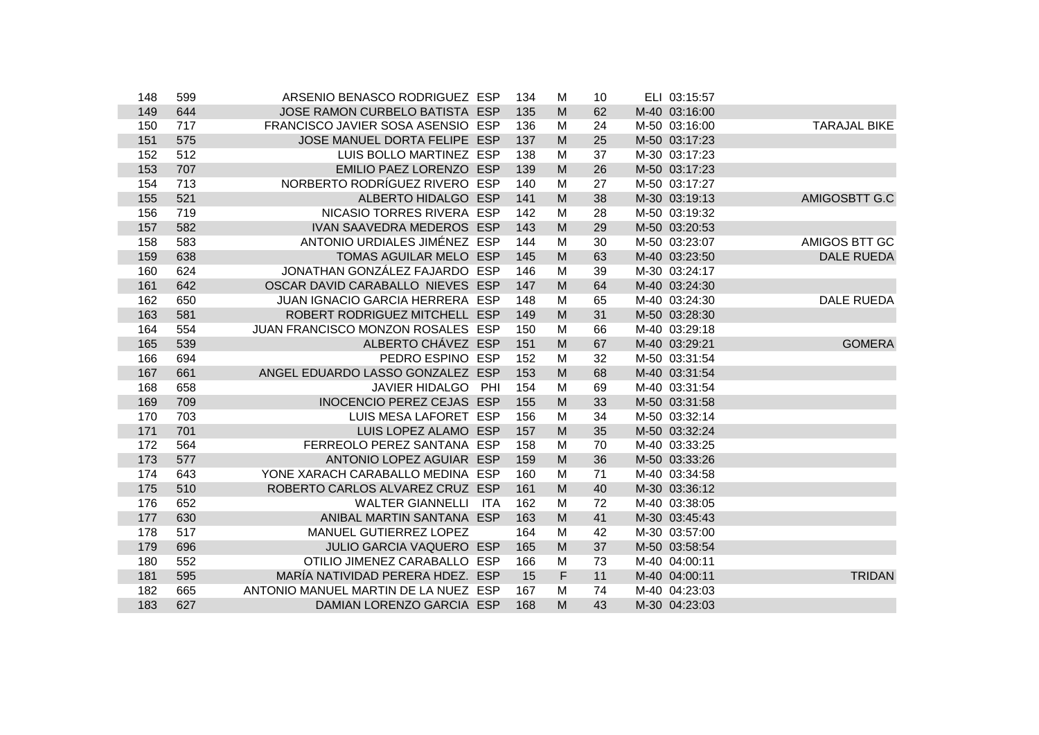| | | | | | | | | | |
|---|---|---|---|---|---|---|---|---|---|
| 148 | 599 | ARSENIO BENASCO RODRIGUEZ | ESP | 134 | M | 10 | ELI | 03:15:57 | |
| 149 | 644 | JOSE RAMON CURBELO BATISTA | ESP | 135 | M | 62 | M-40 | 03:16:00 | |
| 150 | 717 | FRANCISCO JAVIER SOSA ASENSIO | ESP | 136 | M | 24 | M-50 | 03:16:00 | TARAJAL BIKE |
| 151 | 575 | JOSE MANUEL DORTA FELIPE | ESP | 137 | M | 25 | M-50 | 03:17:23 | |
| 152 | 512 | LUIS BOLLO MARTINEZ | ESP | 138 | M | 37 | M-30 | 03:17:23 | |
| 153 | 707 | EMILIO PAEZ LORENZO | ESP | 139 | M | 26 | M-50 | 03:17:23 | |
| 154 | 713 | NORBERTO RODRÍGUEZ RIVERO | ESP | 140 | M | 27 | M-50 | 03:17:27 | |
| 155 | 521 | ALBERTO HIDALGO | ESP | 141 | M | 38 | M-30 | 03:19:13 | AMIGOSBTT G.C |
| 156 | 719 | NICASIO TORRES RIVERA | ESP | 142 | M | 28 | M-50 | 03:19:32 | |
| 157 | 582 | IVAN SAAVEDRA MEDEROS | ESP | 143 | M | 29 | M-50 | 03:20:53 | |
| 158 | 583 | ANTONIO URDIALES JIMÉNEZ | ESP | 144 | M | 30 | M-50 | 03:23:07 | AMIGOS BTT GC |
| 159 | 638 | TOMAS AGUILAR MELO | ESP | 145 | M | 63 | M-40 | 03:23:50 | DALE RUEDA |
| 160 | 624 | JONATHAN GONZÁLEZ FAJARDO | ESP | 146 | M | 39 | M-30 | 03:24:17 | |
| 161 | 642 | OSCAR DAVID CARABALLO NIEVES | ESP | 147 | M | 64 | M-40 | 03:24:30 | |
| 162 | 650 | JUAN IGNACIO GARCIA HERRERA | ESP | 148 | M | 65 | M-40 | 03:24:30 | DALE RUEDA |
| 163 | 581 | ROBERT RODRIGUEZ MITCHELL | ESP | 149 | M | 31 | M-50 | 03:28:30 | |
| 164 | 554 | JUAN FRANCISCO MONZON ROSALES | ESP | 150 | M | 66 | M-40 | 03:29:18 | |
| 165 | 539 | ALBERTO CHÁVEZ | ESP | 151 | M | 67 | M-40 | 03:29:21 | GOMERA |
| 166 | 694 | PEDRO ESPINO | ESP | 152 | M | 32 | M-50 | 03:31:54 | |
| 167 | 661 | ANGEL EDUARDO LASSO GONZALEZ | ESP | 153 | M | 68 | M-40 | 03:31:54 | |
| 168 | 658 | JAVIER HIDALGO | PHI | 154 | M | 69 | M-40 | 03:31:54 | |
| 169 | 709 | INOCENCIO PEREZ CEJAS | ESP | 155 | M | 33 | M-50 | 03:31:58 | |
| 170 | 703 | LUIS MESA LAFORET | ESP | 156 | M | 34 | M-50 | 03:32:14 | |
| 171 | 701 | LUIS LOPEZ ALAMO | ESP | 157 | M | 35 | M-50 | 03:32:24 | |
| 172 | 564 | FERREOLO PEREZ SANTANA | ESP | 158 | M | 70 | M-40 | 03:33:25 | |
| 173 | 577 | ANTONIO LOPEZ AGUIAR | ESP | 159 | M | 36 | M-50 | 03:33:26 | |
| 174 | 643 | YONE XARACH CARABALLO MEDINA | ESP | 160 | M | 71 | M-40 | 03:34:58 | |
| 175 | 510 | ROBERTO CARLOS ALVAREZ CRUZ | ESP | 161 | M | 40 | M-30 | 03:36:12 | |
| 176 | 652 | WALTER GIANNELLI | ITA | 162 | M | 72 | M-40 | 03:38:05 | |
| 177 | 630 | ANIBAL MARTIN SANTANA | ESP | 163 | M | 41 | M-30 | 03:45:43 | |
| 178 | 517 | MANUEL GUTIERREZ LOPEZ | | 164 | M | 42 | M-30 | 03:57:00 | |
| 179 | 696 | JULIO GARCIA VAQUERO | ESP | 165 | M | 37 | M-50 | 03:58:54 | |
| 180 | 552 | OTILIO JIMENEZ CARABALLO | ESP | 166 | M | 73 | M-40 | 04:00:11 | |
| 181 | 595 | MARÍA NATIVIDAD PERERA HDEZ. | ESP | 15 | F | 11 | M-40 | 04:00:11 | TRIDAN |
| 182 | 665 | ANTONIO MANUEL MARTIN DE LA NUEZ | ESP | 167 | M | 74 | M-40 | 04:23:03 | |
| 183 | 627 | DAMIAN LORENZO GARCIA | ESP | 168 | M | 43 | M-30 | 04:23:03 | |